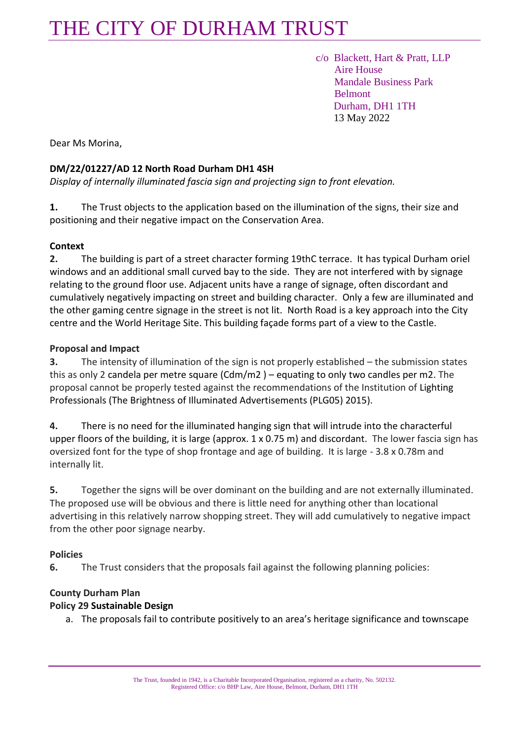# THE CITY OF DURHAM TRUST

c/o Blackett, Hart & Pratt, LLP
Aire House
Mandale Business Park
Belmont
Durham, DH1 1TH
13 May 2022

Dear Ms Morina,

**DM/22/01227/AD 12 North Road Durham DH1 4SH**
*Display of internally illuminated fascia sign and projecting sign to front elevation.*

**1.** The Trust objects to the application based on the illumination of the signs, their size and positioning and their negative impact on the Conservation Area.

**Context**

**2.** The building is part of a street character forming 19thC terrace. It has typical Durham oriel windows and an additional small curved bay to the side. They are not interfered with by signage relating to the ground floor use. Adjacent units have a range of signage, often discordant and cumulatively negatively impacting on street and building character. Only a few are illuminated and the other gaming centre signage in the street is not lit. North Road is a key approach into the City centre and the World Heritage Site. This building façade forms part of a view to the Castle.

**Proposal and Impact**

**3.** The intensity of illumination of the sign is not properly established – the submission states this as only 2 candela per metre square (Cdm/m2 ) – equating to only two candles per m2. The proposal cannot be properly tested against the recommendations of the Institution of Lighting Professionals (The Brightness of Illuminated Advertisements (PLG05) 2015).

**4.** There is no need for the illuminated hanging sign that will intrude into the characterful upper floors of the building, it is large (approx. 1 x 0.75 m) and discordant. The lower fascia sign has oversized font for the type of shop frontage and age of building. It is large - 3.8 x 0.78m and internally lit.

**5.** Together the signs will be over dominant on the building and are not externally illuminated. The proposed use will be obvious and there is little need for anything other than locational advertising in this relatively narrow shopping street. They will add cumulatively to negative impact from the other poor signage nearby.

**Policies**

**6.** The Trust considers that the proposals fail against the following planning policies:

**County Durham Plan**
**Policy 29 Sustainable Design**

a. The proposals fail to contribute positively to an area's heritage significance and townscape

The Trust, founded in 1942, is a Charitable Incorporated Organisation, registered as a charity, No. 502132.
Registered Office: c/o BHP Law, Aire House, Belmont, Durham, DH1 1TH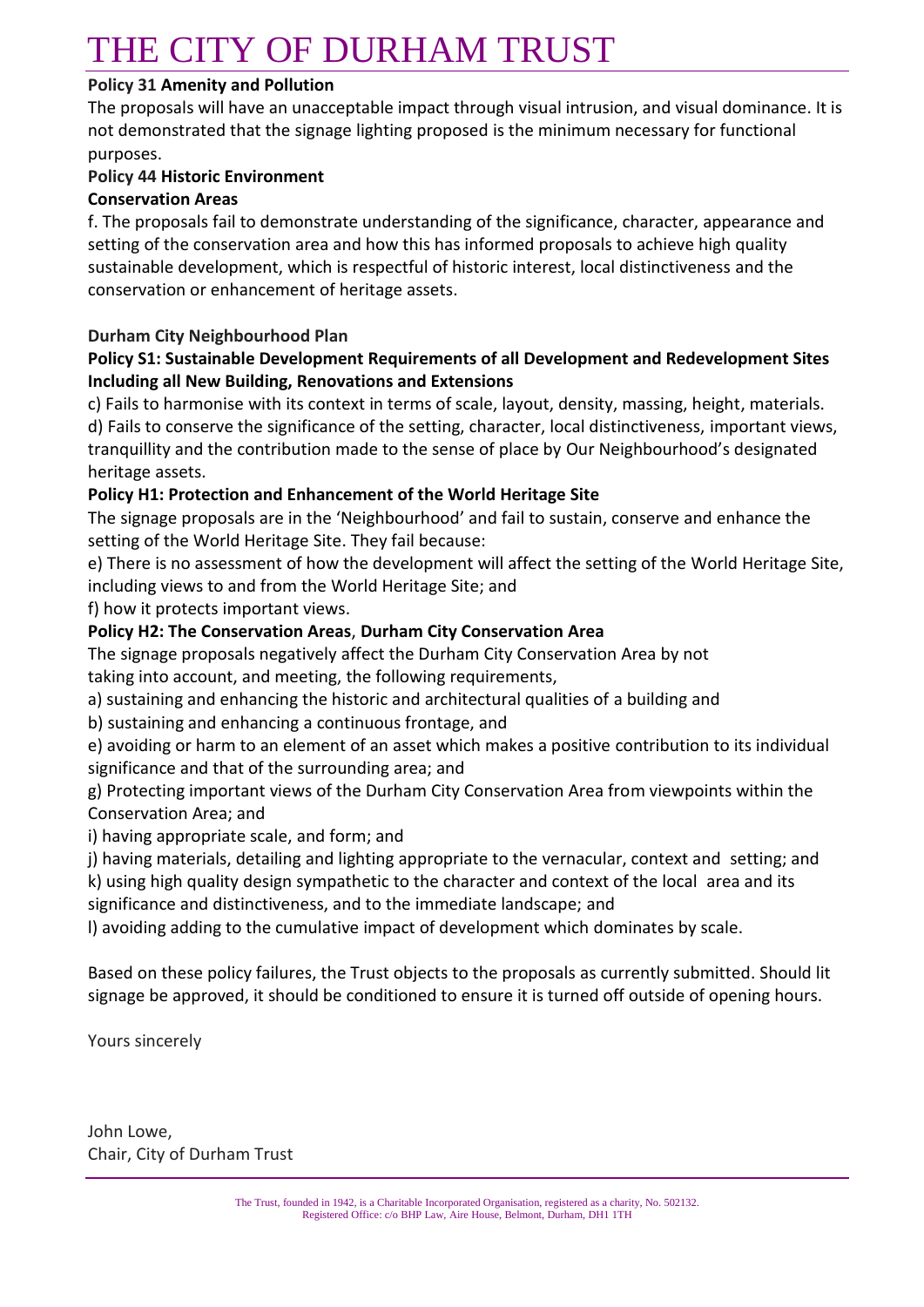**Policy 31 Amenity and Pollution**

The proposals will have an unacceptable impact through visual intrusion, and visual dominance. It is not demonstrated that the signage lighting proposed is the minimum necessary for functional purposes.

**Policy 44 Historic Environment**

**Conservation Areas**

f. The proposals fail to demonstrate understanding of the significance, character, appearance and setting of the conservation area and how this has informed proposals to achieve high quality sustainable development, which is respectful of historic interest, local distinctiveness and the conservation or enhancement of heritage assets.

**Durham City Neighbourhood Plan**

**Policy S1: Sustainable Development Requirements of all Development and Redevelopment Sites Including all New Building, Renovations and Extensions**

c) Fails to harmonise with its context in terms of scale, layout, density, massing, height, materials.

d) Fails to conserve the significance of the setting, character, local distinctiveness, important views, tranquillity and the contribution made to the sense of place by Our Neighbourhood's designated heritage assets.

**Policy H1: Protection and Enhancement of the World Heritage Site**

The signage proposals are in the 'Neighbourhood' and fail to sustain, conserve and enhance the setting of the World Heritage Site. They fail because:

e) There is no assessment of how the development will affect the setting of the World Heritage Site, including views to and from the World Heritage Site; and

f) how it protects important views.

**Policy H2: The Conservation Areas**, **Durham City Conservation Area**

The signage proposals negatively affect the Durham City Conservation Area by not taking into account, and meeting, the following requirements,

a) sustaining and enhancing the historic and architectural qualities of a building and

b) sustaining and enhancing a continuous frontage, and

e) avoiding or harm to an element of an asset which makes a positive contribution to its individual significance and that of the surrounding area; and

g) Protecting important views of the Durham City Conservation Area from viewpoints within the Conservation Area; and

i) having appropriate scale, and form; and

j) having materials, detailing and lighting appropriate to the vernacular, context and setting; and

k) using high quality design sympathetic to the character and context of the local area and its significance and distinctiveness, and to the immediate landscape; and

l) avoiding adding to the cumulative impact of development which dominates by scale.

Based on these policy failures, the Trust objects to the proposals as currently submitted. Should lit signage be approved, it should be conditioned to ensure it is turned off outside of opening hours.

Yours sincerely

John Lowe,
Chair, City of Durham Trust

The Trust, founded in 1942, is a Charitable Incorporated Organisation, registered as a charity, No. 502132.
Registered Office: c/o BHP Law, Aire House, Belmont, Durham, DH1 1TH